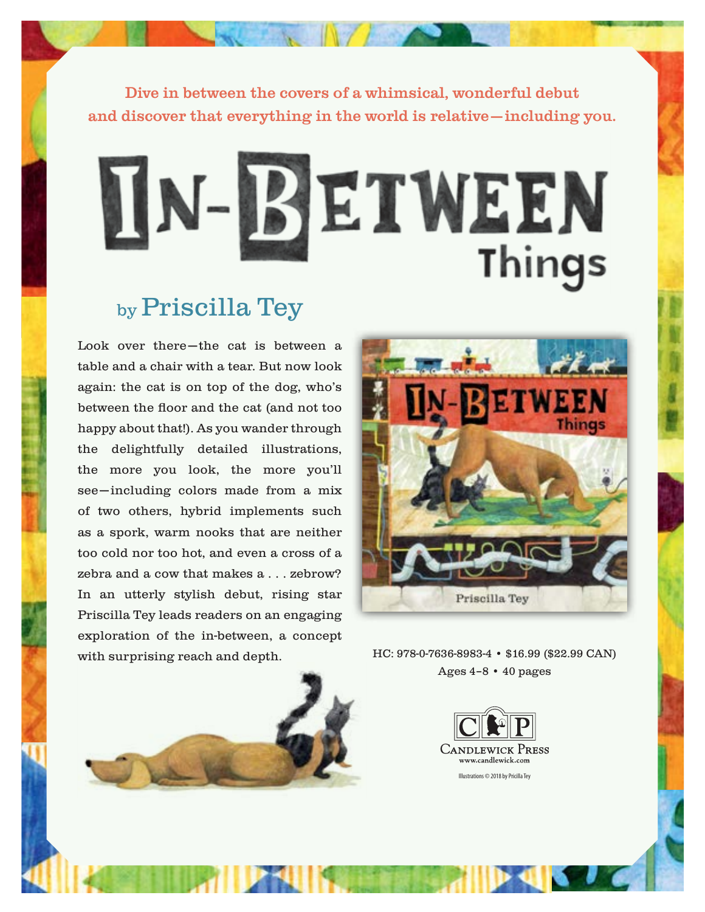Dive in between the covers of a whimsical, wonderful debut and discover that everything in the world is relative—including you.

# In-Between Things

## by Priscilla Tey

Look over there—the cat is between a table and a chair with a tear. But now look again: the cat is on top of the dog, who's between the floor and the cat (and not too happy about that!). As you wander through the delightfully detailed illustrations, the more you look, the more you'll see—including colors made from a mix of two others, hybrid implements such as a spork, warm nooks that are neither too cold nor too hot, and even a cross of a zebra and a cow that makes a . . . zebrow? In an utterly stylish debut, rising star Priscilla Tey leads readers on an engaging exploration of the in-between, a concept with surprising reach and depth.

HC: 978-0-7636-8983-4 • $16.99 ($22.99 CAN)
Ages 4–8 • 40 pages

Candlewick Press
www.candlewick.com

Illustrations © 2018 by Pricilla Tey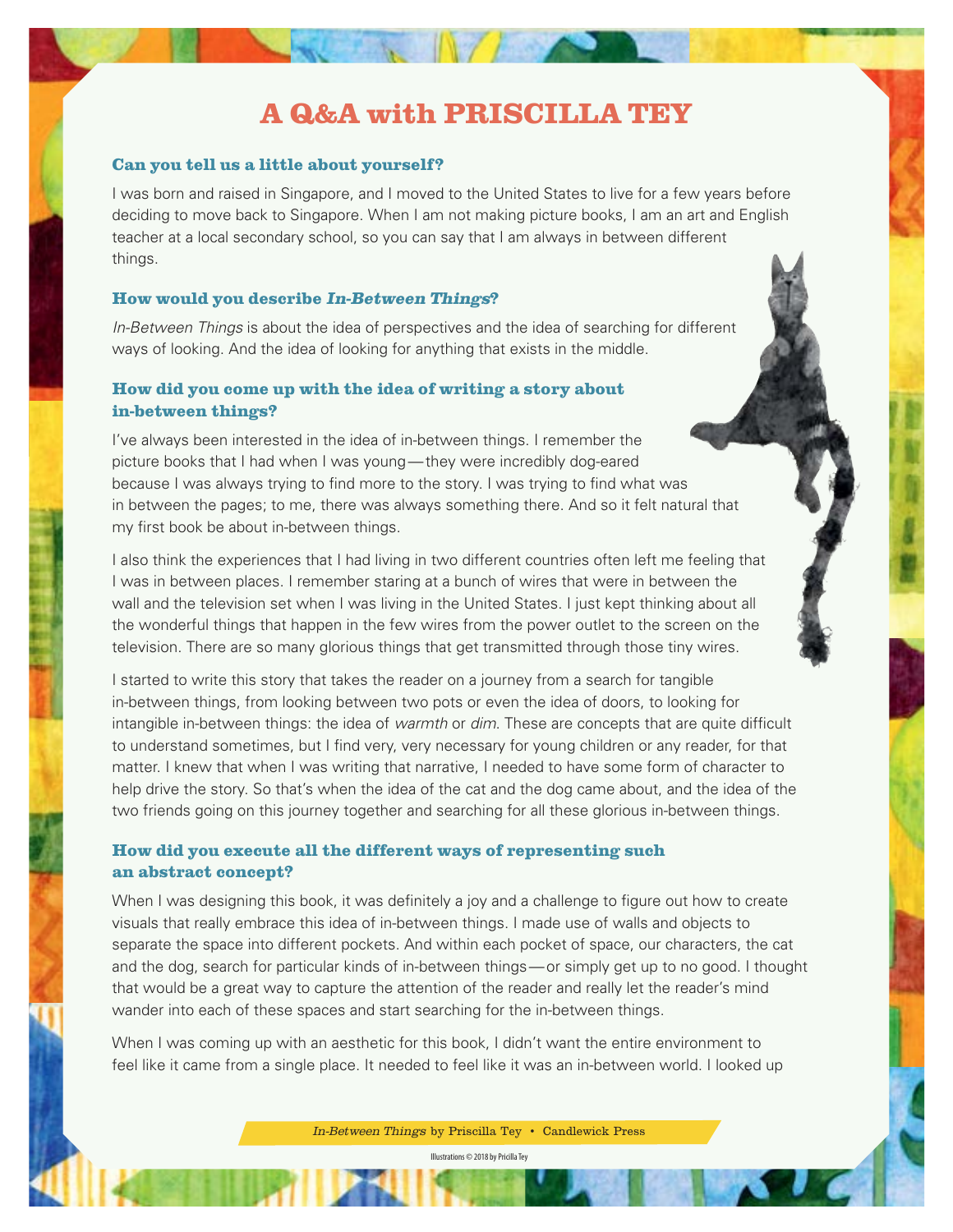# A Q&A with PRISCILLA TEY

### Can you tell us a little about yourself?

I was born and raised in Singapore, and I moved to the United States to live for a few years before deciding to move back to Singapore. When I am not making picture books, I am an art and English teacher at a local secondary school, so you can say that I am always in between different things.

### How would you describe *In-Between Things*?

*In-Between Things* is about the idea of perspectives and the idea of searching for different ways of looking. And the idea of looking for anything that exists in the middle.

### How did you come up with the idea of writing a story about in-between things?

I've always been interested in the idea of in-between things. I remember the picture books that I had when I was young—they were incredibly dog-eared because I was always trying to find more to the story. I was trying to find what was in between the pages; to me, there was always something there. And so it felt natural that my first book be about in-between things.

I also think the experiences that I had living in two different countries often left me feeling that I was in between places. I remember staring at a bunch of wires that were in between the wall and the television set when I was living in the United States. I just kept thinking about all the wonderful things that happen in the few wires from the power outlet to the screen on the television. There are so many glorious things that get transmitted through those tiny wires.

I started to write this story that takes the reader on a journey from a search for tangible in-between things, from looking between two pots or even the idea of doors, to looking for intangible in-between things: the idea of *warmth* or *dim*. These are concepts that are quite difficult to understand sometimes, but I find very, very necessary for young children or any reader, for that matter. I knew that when I was writing that narrative, I needed to have some form of character to help drive the story. So that's when the idea of the cat and the dog came about, and the idea of the two friends going on this journey together and searching for all these glorious in-between things.

### How did you execute all the different ways of representing such an abstract concept?

When I was designing this book, it was definitely a joy and a challenge to figure out how to create visuals that really embrace this idea of in-between things. I made use of walls and objects to separate the space into different pockets. And within each pocket of space, our characters, the cat and the dog, search for particular kinds of in-between things—or simply get up to no good. I thought that would be a great way to capture the attention of the reader and really let the reader's mind wander into each of these spaces and start searching for the in-between things.

When I was coming up with an aesthetic for this book, I didn't want the entire environment to feel like it came from a single place. It needed to feel like it was an in-between world. I looked up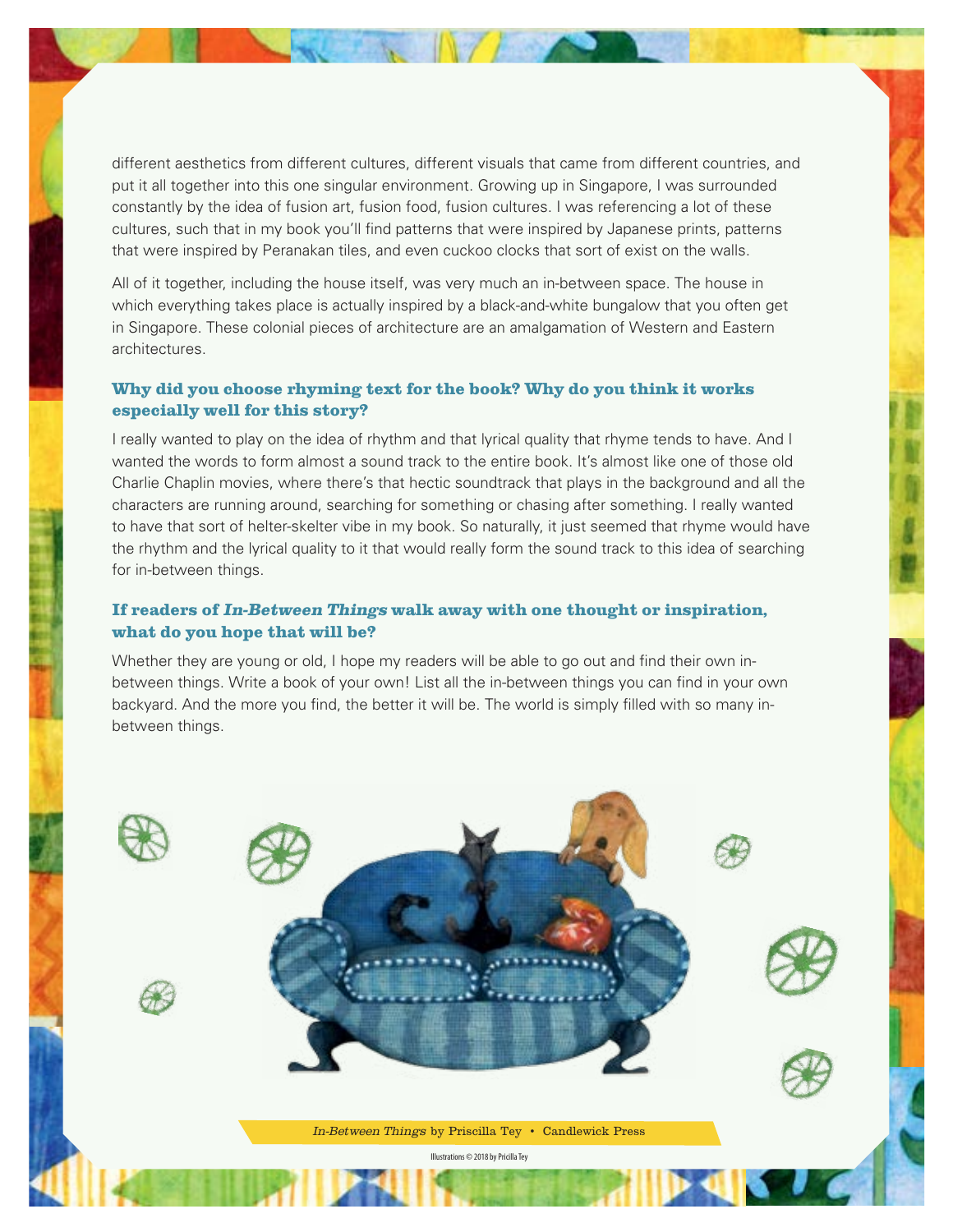different aesthetics from different cultures, different visuals that came from different countries, and put it all together into this one singular environment. Growing up in Singapore, I was surrounded constantly by the idea of fusion art, fusion food, fusion cultures. I was referencing a lot of these cultures, such that in my book you'll find patterns that were inspired by Japanese prints, patterns that were inspired by Peranakan tiles, and even cuckoo clocks that sort of exist on the walls.

All of it together, including the house itself, was very much an in-between space. The house in which everything takes place is actually inspired by a black-and-white bungalow that you often get in Singapore. These colonial pieces of architecture are an amalgamation of Western and Eastern architectures.

### Why did you choose rhyming text for the book? Why do you think it works especially well for this story?

I really wanted to play on the idea of rhythm and that lyrical quality that rhyme tends to have. And I wanted the words to form almost a sound track to the entire book. It's almost like one of those old Charlie Chaplin movies, where there's that hectic soundtrack that plays in the background and all the characters are running around, searching for something or chasing after something. I really wanted to have that sort of helter-skelter vibe in my book. So naturally, it just seemed that rhyme would have the rhythm and the lyrical quality to it that would really form the sound track to this idea of searching for in-between things.

### If readers of *In-Between Things* walk away with one thought or inspiration, what do you hope that will be?

Whether they are young or old, I hope my readers will be able to go out and find their own in-between things. Write a book of your own! List all the in-between things you can find in your own backyard. And the more you find, the better it will be. The world is simply filled with so many in-between things.

*In-Between Things* by Priscilla Tey • Candlewick Press

Illustrations © 2018 by Pricilla Tey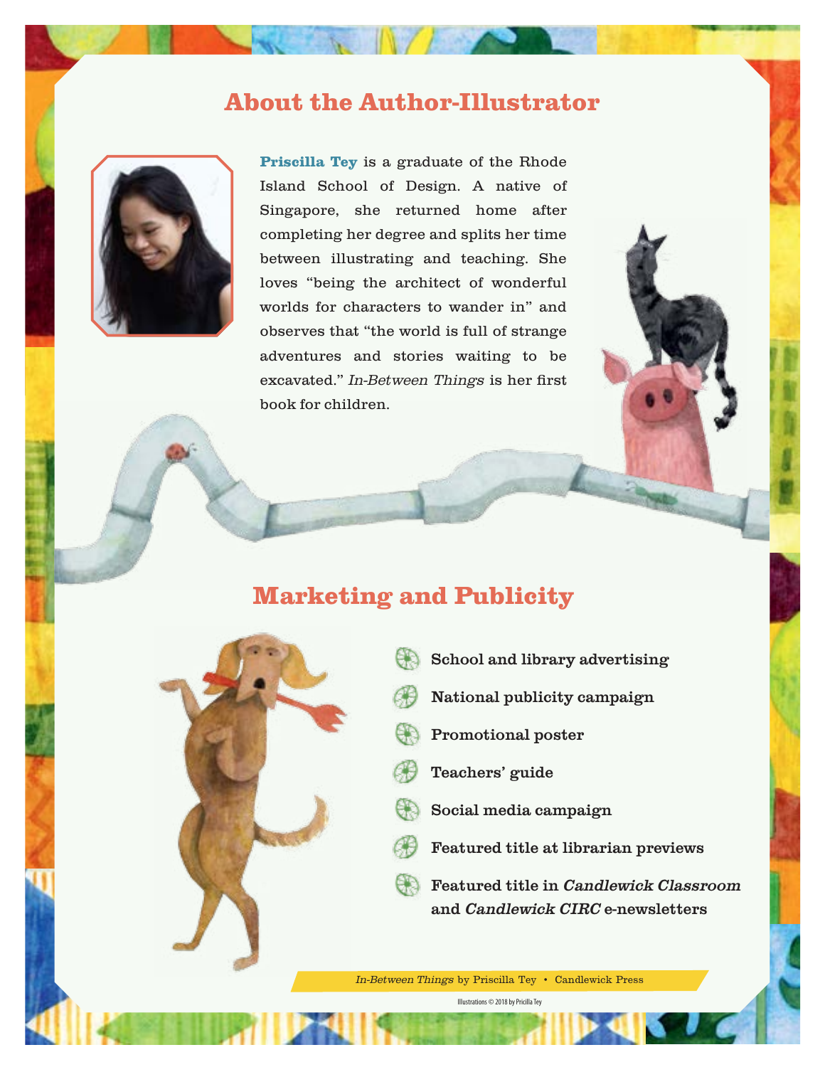## About the Author-Illustrator

**Priscilla Tey** is a graduate of the Rhode Island School of Design. A native of Singapore, she returned home after completing her degree and splits her time between illustrating and teaching. She loves "being the architect of wonderful worlds for characters to wander in" and observes that "the world is full of strange adventures and stories waiting to be excavated." *In-Between Things* is her first book for children.

## Marketing and Publicity

- **School and library advertising**
- **National publicity campaign**
- **Promotional poster**
- **Teachers' guide**
- **Social media campaign**
- **Featured title at librarian previews**
- **Featured title in *Candlewick Classroom* and *Candlewick CIRC* e-newsletters**

*In-Between Things* by Priscilla Tey • Candlewick Press

Illustrations © 2018 by Pricilla Tey